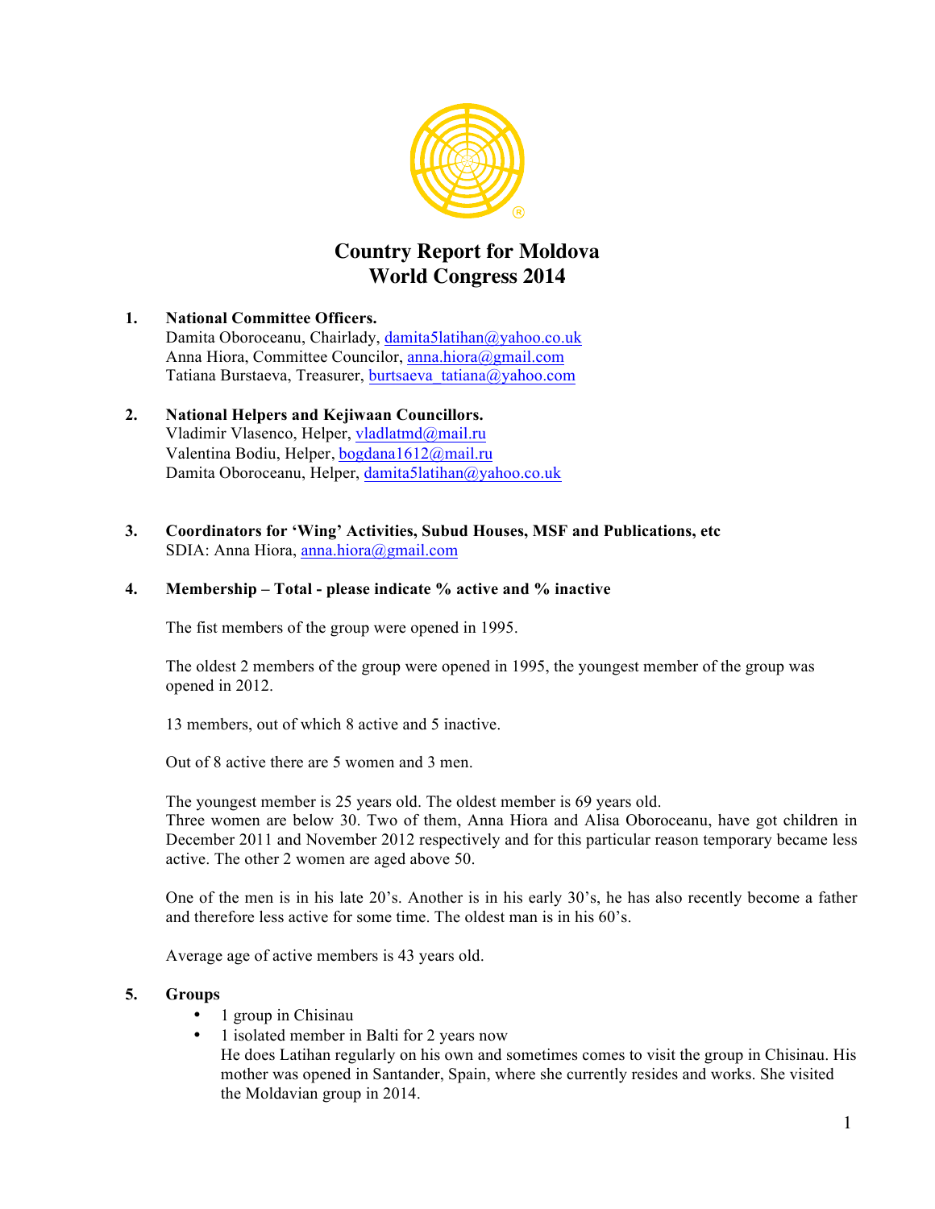# Country Report for Moldova
# World Congress 2014

1. **National Committee Officers.**
   Damita Oboroceanu, Chairlady, damita5latihan@yahoo.co.uk
   Anna Hiora, Committee Councilor, anna.hiora@gmail.com
   Tatiana Burstaeva, Treasurer, burtsaeva_tatiana@yahoo.com

2. **National Helpers and Kejiwaan Councillors.**
   Vladimir Vlasenco, Helper, vladlatmd@mail.ru
   Valentina Bodiu, Helper, bogdana1612@mail.ru
   Damita Oboroceanu, Helper, damita5latihan@yahoo.co.uk

3. **Coordinators for 'Wing' Activities, Subud Houses, MSF and Publications, etc**
   SDIA: Anna Hiora, anna.hiora@gmail.com

4. **Membership – Total - please indicate % active and % inactive**

   The fist members of the group were opened in 1995.

   The oldest 2 members of the group were opened in 1995, the youngest member of the group was opened in 2012.

   13 members, out of which 8 active and 5 inactive.

   Out of 8 active there are 5 women and 3 men.

   The youngest member is 25 years old. The oldest member is 69 years old.
   Three women are below 30. Two of them, Anna Hiora and Alisa Oboroceanu, have got children in December 2011 and November 2012 respectively and for this particular reason temporary became less active. The other 2 women are aged above 50.

   One of the men is in his late 20's. Another is in his early 30's, he has also recently become a father and therefore less active for some time. The oldest man is in his 60's.

   Average age of active members is 43 years old.

5. **Groups**
   - 1 group in Chisinau
   - 1 isolated member in Balti for 2 years now
     He does Latihan regularly on his own and sometimes comes to visit the group in Chisinau. His mother was opened in Santander, Spain, where she currently resides and works. She visited the Moldavian group in 2014.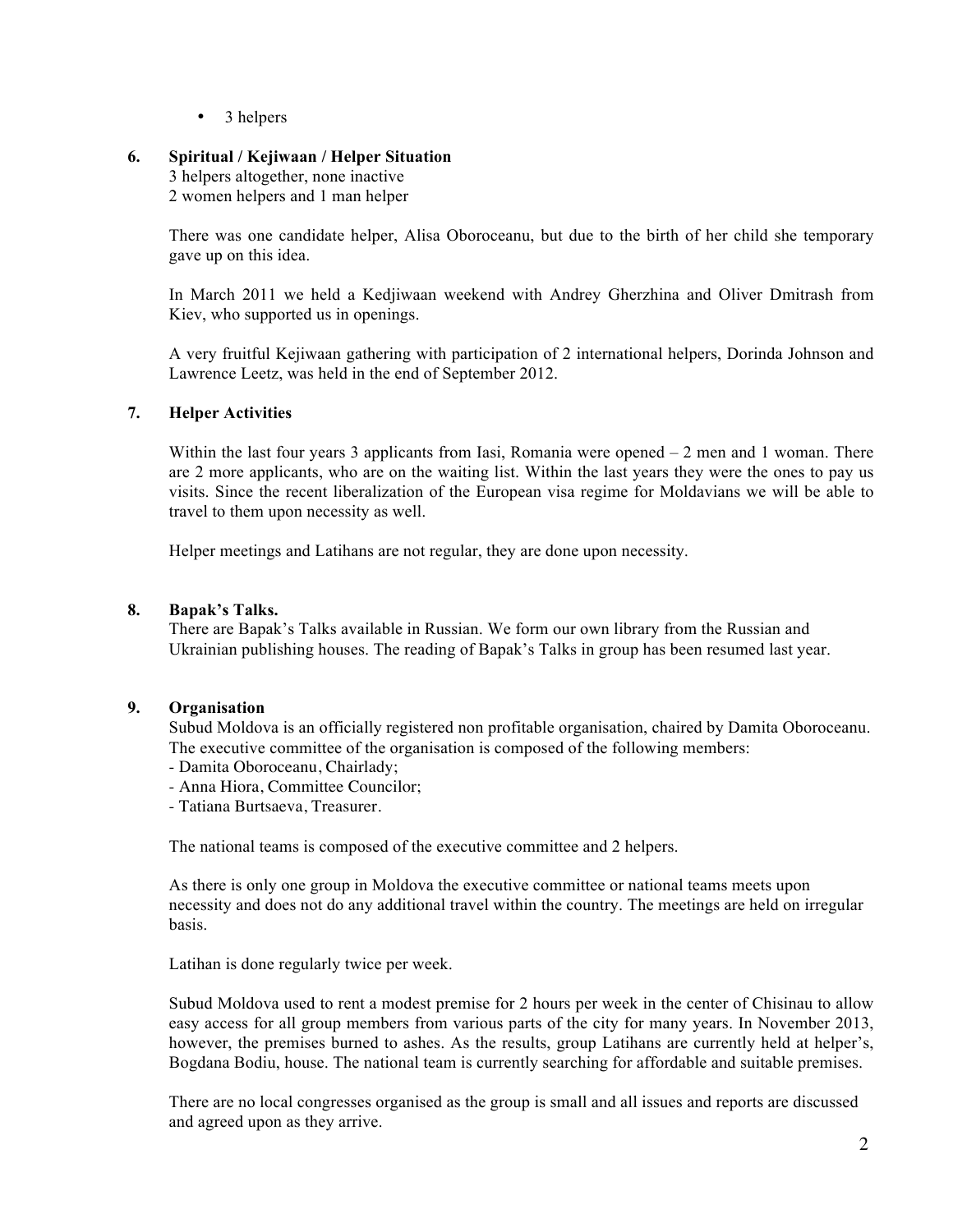- 3 helpers

## 6. Spiritual / Kejiwaan / Helper Situation

3 helpers altogether, none inactive
2 women helpers and 1 man helper

There was one candidate helper, Alisa Oboroceanu, but due to the birth of her child she temporary gave up on this idea.

In March 2011 we held a Kedjiwaan weekend with Andrey Gherzhina and Oliver Dmitrash from Kiev, who supported us in openings.

A very fruitful Kejiwaan gathering with participation of 2 international helpers, Dorinda Johnson and Lawrence Leetz, was held in the end of September 2012.

## 7. Helper Activities

Within the last four years 3 applicants from Iasi, Romania were opened – 2 men and 1 woman. There are 2 more applicants, who are on the waiting list. Within the last years they were the ones to pay us visits. Since the recent liberalization of the European visa regime for Moldavians we will be able to travel to them upon necessity as well.

Helper meetings and Latihans are not regular, they are done upon necessity.

## 8. Bapak's Talks.

There are Bapak's Talks available in Russian. We form our own library from the Russian and Ukrainian publishing houses. The reading of Bapak's Talks in group has been resumed last year.

## 9. Organisation

Subud Moldova is an officially registered non profitable organisation, chaired by Damita Oboroceanu. The executive committee of the organisation is composed of the following members:

- Damita Oboroceanu, Chairlady;
- Anna Hiora, Committee Councilor;
- Tatiana Burtsaeva, Treasurer.

The national teams is composed of the executive committee and 2 helpers.

As there is only one group in Moldova the executive committee or national teams meets upon necessity and does not do any additional travel within the country. The meetings are held on irregular basis.

Latihan is done regularly twice per week.

Subud Moldova used to rent a modest premise for 2 hours per week in the center of Chisinau to allow easy access for all group members from various parts of the city for many years. In November 2013, however, the premises burned to ashes. As the results, group Latihans are currently held at helper's, Bogdana Bodiu, house. The national team is currently searching for affordable and suitable premises.

There are no local congresses organised as the group is small and all issues and reports are discussed and agreed upon as they arrive.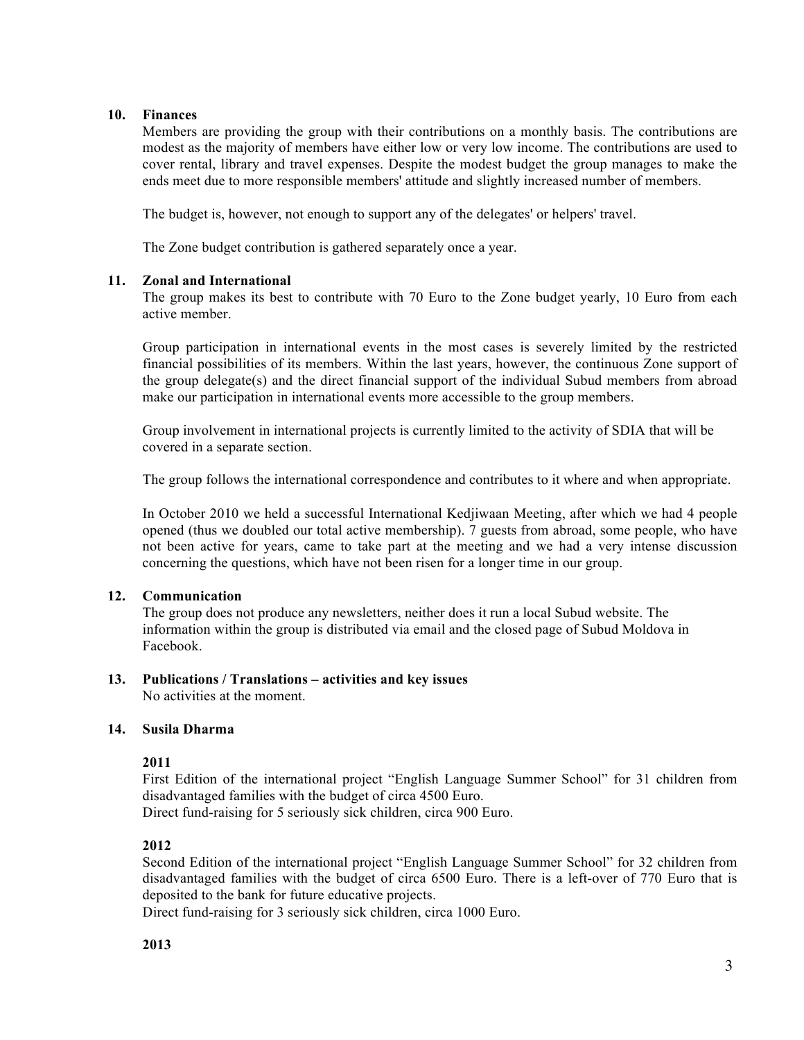**10. Finances**

Members are providing the group with their contributions on a monthly basis. The contributions are modest as the majority of members have either low or very low income. The contributions are used to cover rental, library and travel expenses. Despite the modest budget the group manages to make the ends meet due to more responsible members' attitude and slightly increased number of members.

The budget is, however, not enough to support any of the delegates' or helpers' travel.

The Zone budget contribution is gathered separately once a year.

**11. Zonal and International**

The group makes its best to contribute with 70 Euro to the Zone budget yearly, 10 Euro from each active member.

Group participation in international events in the most cases is severely limited by the restricted financial possibilities of its members. Within the last years, however, the continuous Zone support of the group delegate(s) and the direct financial support of the individual Subud members from abroad make our participation in international events more accessible to the group members.

Group involvement in international projects is currently limited to the activity of SDIA that will be covered in a separate section.

The group follows the international correspondence and contributes to it where and when appropriate.

In October 2010 we held a successful International Kedjiwaan Meeting, after which we had 4 people opened (thus we doubled our total active membership). 7 guests from abroad, some people, who have not been active for years, came to take part at the meeting and we had a very intense discussion concerning the questions, which have not been risen for a longer time in our group.

**12. Communication**

The group does not produce any newsletters, neither does it run a local Subud website. The information within the group is distributed via email and the closed page of Subud Moldova in Facebook.

**13. Publications / Translations – activities and key issues**

No activities at the moment.

**14. Susila Dharma**

**2011**

First Edition of the international project "English Language Summer School" for 31 children from disadvantaged families with the budget of circa 4500 Euro.
Direct fund-raising for 5 seriously sick children, circa 900 Euro.

**2012**

Second Edition of the international project "English Language Summer School" for 32 children from disadvantaged families with the budget of circa 6500 Euro. There is a left-over of 770 Euro that is deposited to the bank for future educative projects.
Direct fund-raising for 3 seriously sick children, circa 1000 Euro.

**2013**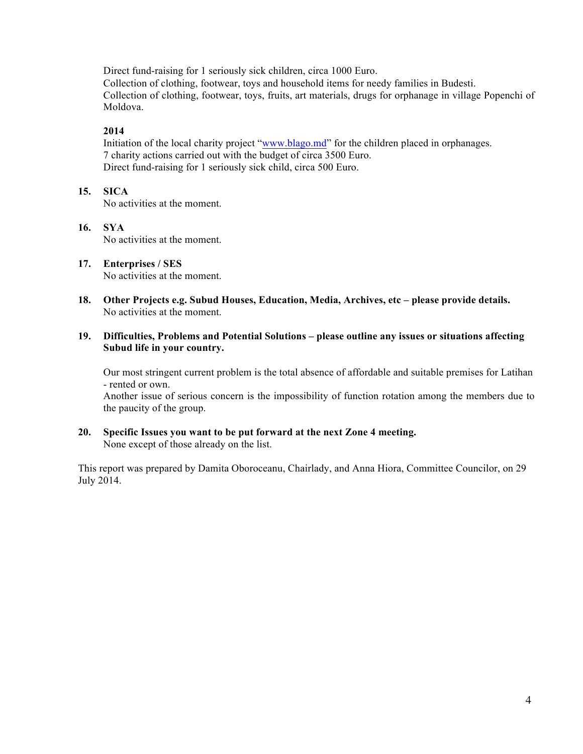Direct fund-raising for 1 seriously sick children, circa 1000 Euro.
Collection of clothing, footwear, toys and household items for needy families in Budesti.
Collection of clothing, footwear, toys, fruits, art materials, drugs for orphanage in village Popenchi of Moldova.

**2014**
Initiation of the local charity project "www.blago.md" for the children placed in orphanages.
7 charity actions carried out with the budget of circa 3500 Euro.
Direct fund-raising for 1 seriously sick child, circa 500 Euro.

15. **SICA**
No activities at the moment.

16. **SYA**
No activities at the moment.

17. **Enterprises / SES**
No activities at the moment.

18. **Other Projects e.g. Subud Houses, Education, Media, Archives, etc – please provide details.**
No activities at the moment.

19. **Difficulties, Problems and Potential Solutions – please outline any issues or situations affecting Subud life in your country.**

Our most stringent current problem is the total absence of affordable and suitable premises for Latihan - rented or own.
Another issue of serious concern is the impossibility of function rotation among the members due to the paucity of the group.

20. **Specific Issues you want to be put forward at the next Zone 4 meeting.**
None except of those already on the list.

This report was prepared by Damita Oboroceanu, Chairlady, and Anna Hiora, Committee Councilor, on 29 July 2014.